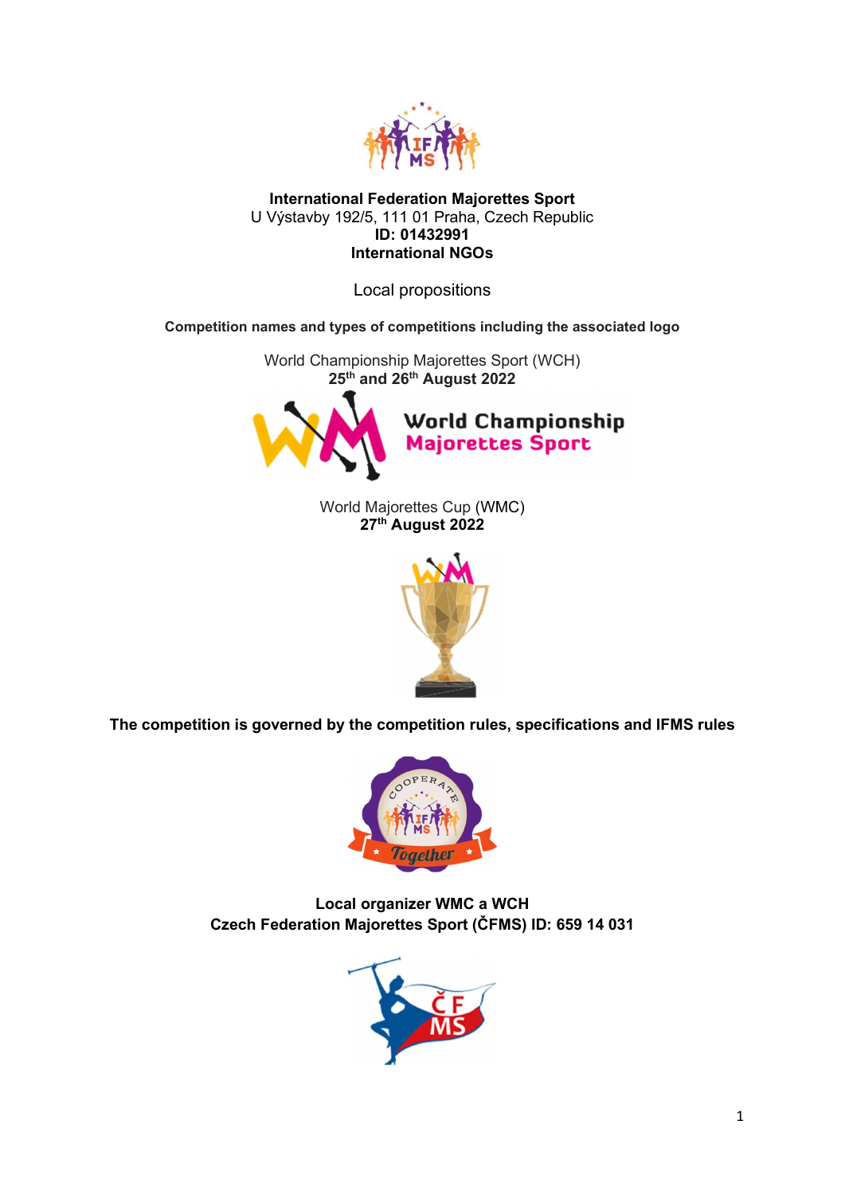**International Federation Majorettes Sport**
U Výstavby 192/5, 111 01 Praha, Czech Republic
**ID: 01432991**
**International NGOs**

Local propositions

**Competition names and types of competitions including the associated logo**

World Championship Majorettes Sport (WCH)
**25th and 26th August 2022**

World Majorettes Cup (WMC)
**27th August 2022**

**The competition is governed by the competition rules, specifications and IFMS rules**

**Local organizer WMC a WCH**
**Czech Federation Majorettes Sport (ČFMS) ID: 659 14 031**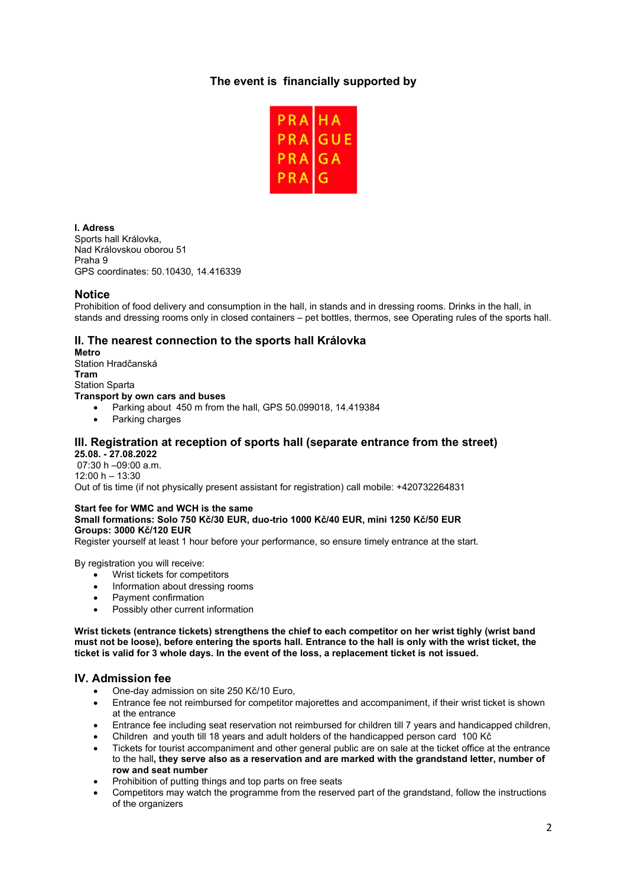**The event is financially supported by**

PRA HA
PRA GUE
PRA GA
PRA G

**I. Adress**
Sports hall Královka,
Nad Královskou oborou 51
Praha 9
GPS coordinates: 50.10430, 14.416339

## Notice

Prohibition of food delivery and consumption in the hall, in stands and in dressing rooms. Drinks in the hall, in stands and dressing rooms only in closed containers – pet bottles, thermos, see Operating rules of the sports hall.

## II. The nearest connection to the sports hall Královka

**Metro**
Station Hradčanská
**Tram**
Station Sparta
**Transport by own cars and buses**

- Parking about 450 m from the hall, GPS 50.099018, 14.419384
- Parking charges

## III. Registration at reception of sports hall (separate entrance from the street)

**25.08. - 27.08.2022**
07:30 h –09:00 a.m.
12:00 h – 13:30
Out of tis time (if not physically present assistant for registration) call mobile: +420732264831

**Start fee for WMC and WCH is the same**
**Small formations: Solo 750 Kč/30 EUR, duo-trio 1000 Kč/40 EUR, mini 1250 Kč/50 EUR**
**Groups: 3000 Kč/120 EUR**
Register yourself at least 1 hour before your performance, so ensure timely entrance at the start.

By registration you will receive:

- Wrist tickets for competitors
- Information about dressing rooms
- Payment confirmation
- Possibly other current information

**Wrist tickets (entrance tickets) strengthens the chief to each competitor on her wrist tighly (wrist band must not be loose), before entering the sports hall. Entrance to the hall is only with the wrist ticket, the ticket is valid for 3 whole days. In the event of the loss, a replacement ticket is not issued.**

## IV. Admission fee

- One-day admission on site 250 Kč/10 Euro,
- Entrance fee not reimbursed for competitor majorettes and accompaniment, if their wrist ticket is shown at the entrance
- Entrance fee including seat reservation not reimbursed for children till 7 years and handicapped children,
- Children and youth till 18 years and adult holders of the handicapped person card 100 Kč
- Tickets for tourist accompaniment and other general public are on sale at the ticket office at the entrance to the hall**, they serve also as a reservation and are marked with the grandstand letter, number of row and seat number**
- Prohibition of putting things and top parts on free seats
- Competitors may watch the programme from the reserved part of the grandstand, follow the instructions of the organizers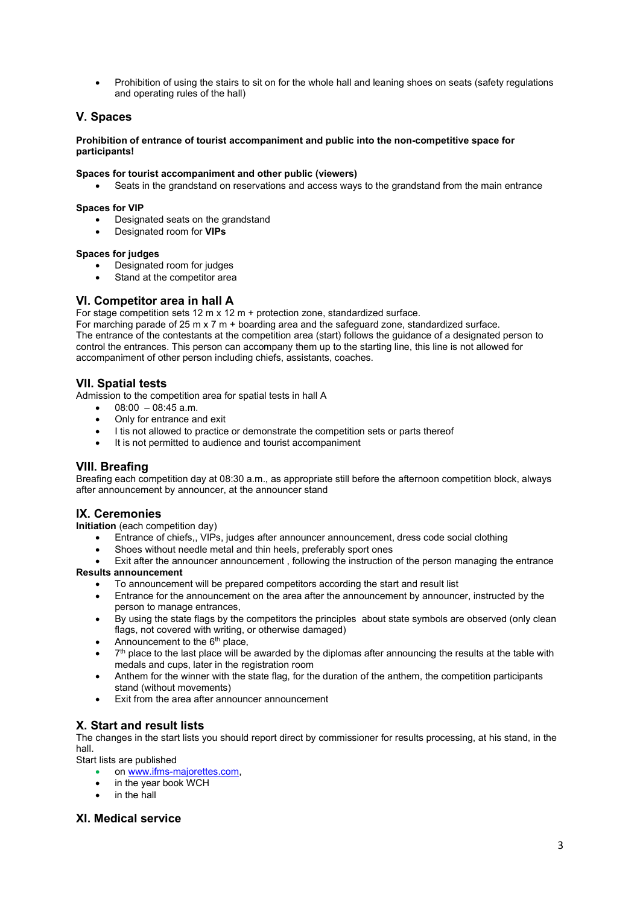- Prohibition of using the stairs to sit on for the whole hall and leaning shoes on seats (safety regulations and operating rules of the hall)

## V. Spaces

**Prohibition of entrance of tourist accompaniment and public into the non-competitive space for participants!**

**Spaces for tourist accompaniment and other public (viewers)**

- Seats in the grandstand on reservations and access ways to the grandstand from the main entrance

**Spaces for VIP**

- Designated seats on the grandstand
- Designated room for **VIPs**

**Spaces for judges**

- Designated room for judges
- Stand at the competitor area

## VI. Competitor area in hall A

For stage competition sets 12 m x 12 m + protection zone, standardized surface.
For marching parade of 25 m x 7 m + boarding area and the safeguard zone, standardized surface.
The entrance of the contestants at the competition area (start) follows the guidance of a designated person to control the entrances. This person can accompany them up to the starting line, this line is not allowed for accompaniment of other person including chiefs, assistants, coaches.

## VII. Spatial tests

Admission to the competition area for spatial tests in hall A

- 08:00 – 08:45 a.m.
- Only for entrance and exit
- I tis not allowed to practice or demonstrate the competition sets or parts thereof
- It is not permitted to audience and tourist accompaniment

## VIII. Breafing

Breafing each competition day at 08:30 a.m., as appropriate still before the afternoon competition block, always after announcement by announcer, at the announcer stand

## IX. Ceremonies

**Initiation** (each competition day)

- Entrance of chiefs,, VIPs, judges after announcer announcement, dress code social clothing
- Shoes without needle metal and thin heels, preferably sport ones
- Exit after the announcer announcement , following the instruction of the person managing the entrance

**Results announcement**

- To announcement will be prepared competitors according the start and result list
- Entrance for the announcement on the area after the announcement by announcer, instructed by the person to manage entrances,
- By using the state flags by the competitors the principles about state symbols are observed (only clean flags, not covered with writing, or otherwise damaged)
- Announcement to the 6th place,
- 7th place to the last place will be awarded by the diplomas after announcing the results at the table with medals and cups, later in the registration room
- Anthem for the winner with the state flag, for the duration of the anthem, the competition participants stand (without movements)
- Exit from the area after announcer announcement

## X. Start and result lists

The changes in the start lists you should report direct by commissioner for results processing, at his stand, in the hall.
Start lists are published

- on www.ifms-majorettes.com,
- in the year book WCH
- in the hall

## XI. Medical service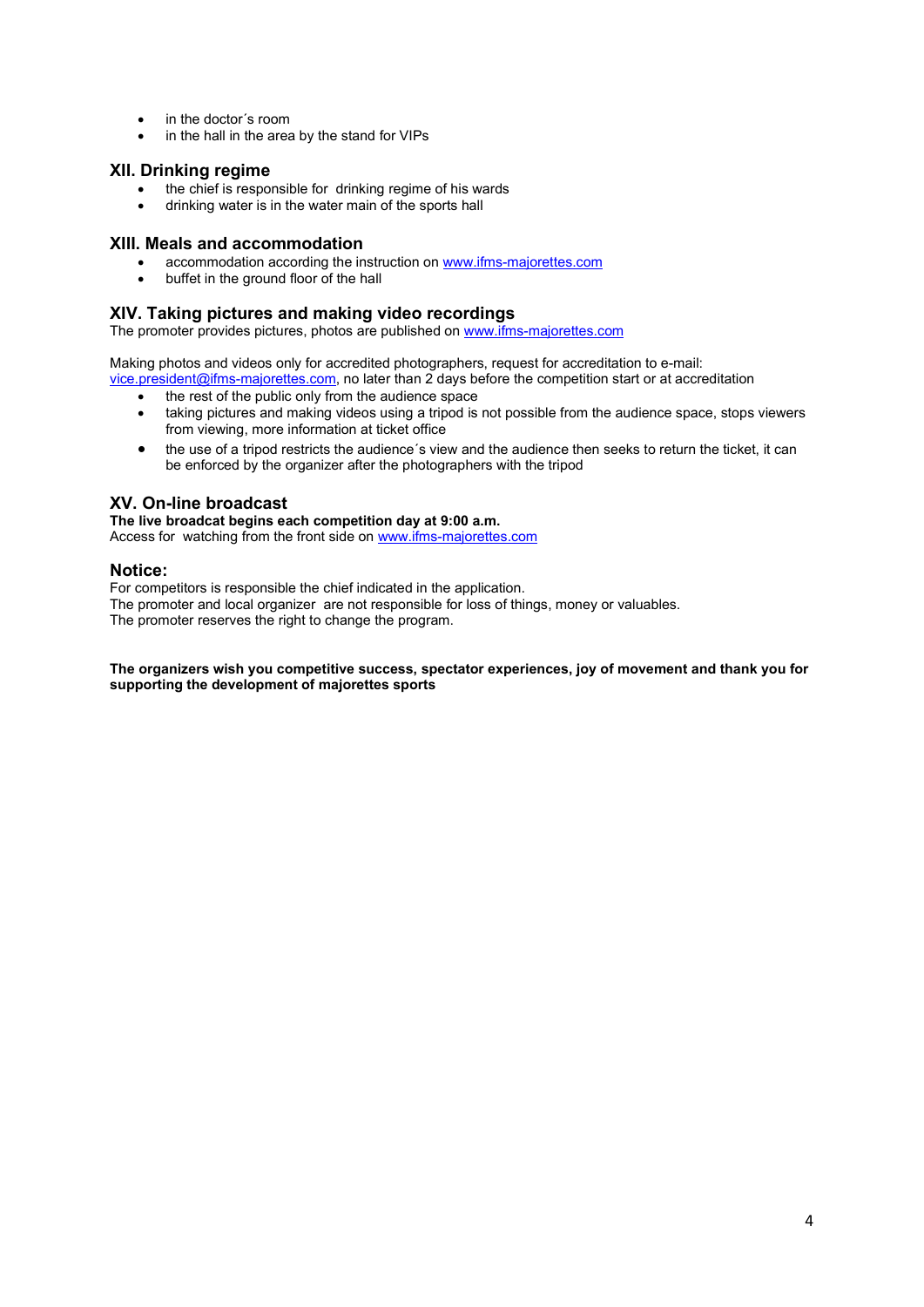- in the doctor´s room
- in the hall in the area by the stand for VIPs

## XII. Drinking regime

- the chief is responsible for drinking regime of his wards
- drinking water is in the water main of the sports hall

## XIII. Meals and accommodation

- accommodation according the instruction on www.ifms-majorettes.com
- buffet in the ground floor of the hall

## XIV. Taking pictures and making video recordings

The promoter provides pictures, photos are published on www.ifms-majorettes.com

Making photos and videos only for accredited photographers, request for accreditation to e-mail: vice.president@ifms-majorettes.com, no later than 2 days before the competition start or at accreditation

- the rest of the public only from the audience space
- taking pictures and making videos using a tripod is not possible from the audience space, stops viewers from viewing, more information at ticket office
- the use of a tripod restricts the audience´s view and the audience then seeks to return the ticket, it can be enforced by the organizer after the photographers with the tripod

## XV. On-line broadcast

**The live broadcat begins each competition day at 9:00 a.m.**

Access for watching from the front side on www.ifms-majorettes.com

## Notice:

For competitors is responsible the chief indicated in the application.
The promoter and local organizer are not responsible for loss of things, money or valuables.
The promoter reserves the right to change the program.

**The organizers wish you competitive success, spectator experiences, joy of movement and thank you for supporting the development of majorettes sports**